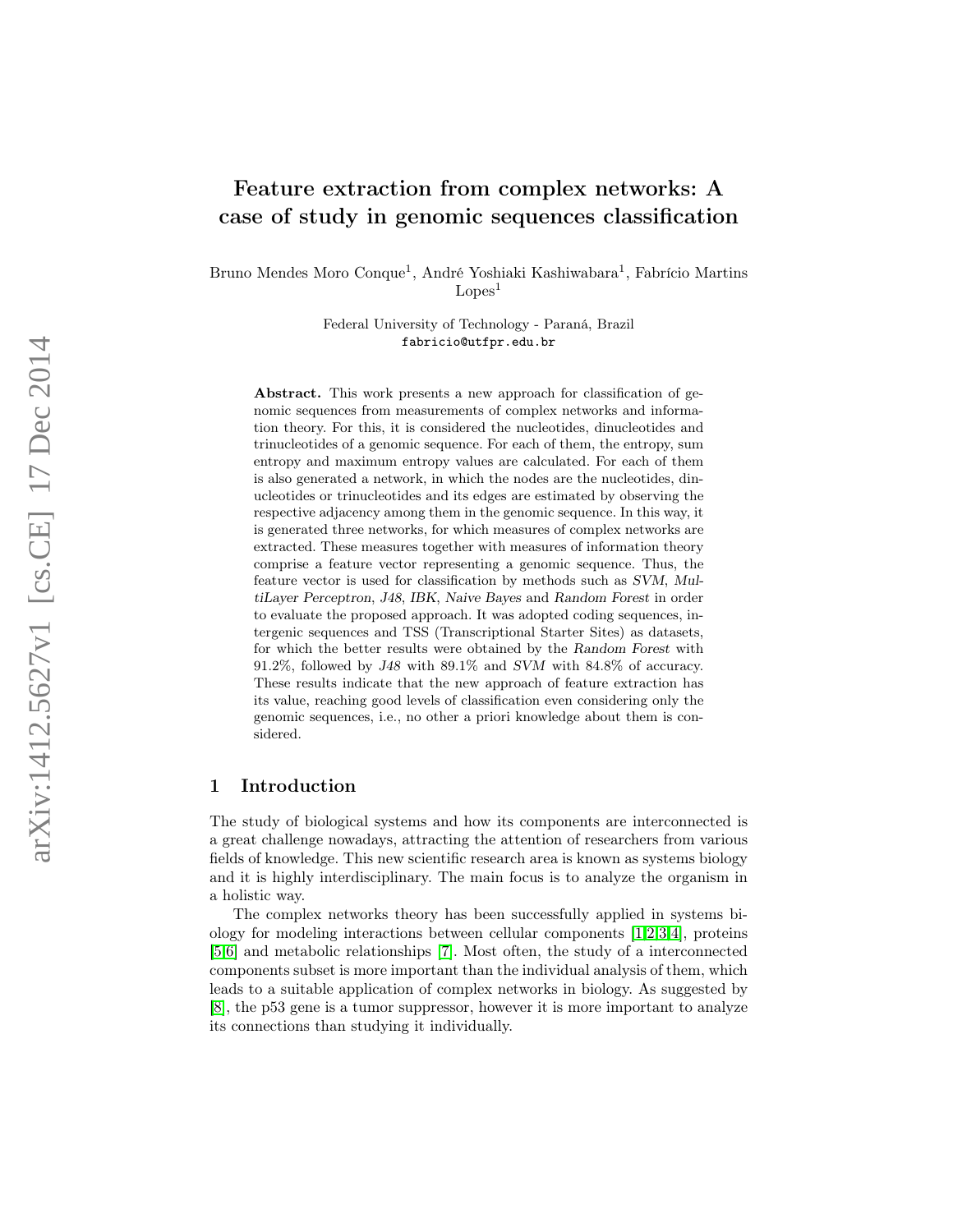# Feature extraction from complex networks: A case of study in genomic sequences classification

Bruno Mendes Moro Conque[1], André Yoshiaki Kashiwabara[1], Fabrício Martins Lopes[1]

Federal University of Technology - Paraná, Brazil
fabricio@utfpr.edu.br

**Abstract.** This work presents a new approach for classification of genomic sequences from measurements of complex networks and information theory. For this, it is considered the nucleotides, dinucleotides and trinucleotides of a genomic sequence. For each of them, the entropy, sum entropy and maximum entropy values are calculated. For each of them is also generated a network, in which the nodes are the nucleotides, dinucleotides or trinucleotides and its edges are estimated by observing the respective adjacency among them in the genomic sequence. In this way, it is generated three networks, for which measures of complex networks are extracted. These measures together with measures of information theory comprise a feature vector representing a genomic sequence. Thus, the feature vector is used for classification by methods such as *SVM*, *MultiLayer Perceptron*, *J48*, *IBK*, *Naive Bayes* and *Random Forest* in order to evaluate the proposed approach. It was adopted coding sequences, intergenic sequences and TSS (Transcriptional Starter Sites) as datasets, for which the better results were obtained by the *Random Forest* with 91.2%, followed by *J48* with 89.1% and *SVM* with 84.8% of accuracy. These results indicate that the new approach of feature extraction has its value, reaching good levels of classification even considering only the genomic sequences, i.e., no other a priori knowledge about them is considered.

## 1 Introduction

The study of biological systems and how its components are interconnected is a great challenge nowadays, attracting the attention of researchers from various fields of knowledge. This new scientific research area is known as systems biology and it is highly interdisciplinary. The main focus is to analyze the organism in a holistic way.

The complex networks theory has been successfully applied in systems biology for modeling interactions between cellular components [1,2,3,4], proteins [5,6] and metabolic relationships [7]. Most often, the study of a interconnected components subset is more important than the individual analysis of them, which leads to a suitable application of complex networks in biology. As suggested by [8], the p53 gene is a tumor suppressor, however it is more important to analyze its connections than studying it individually.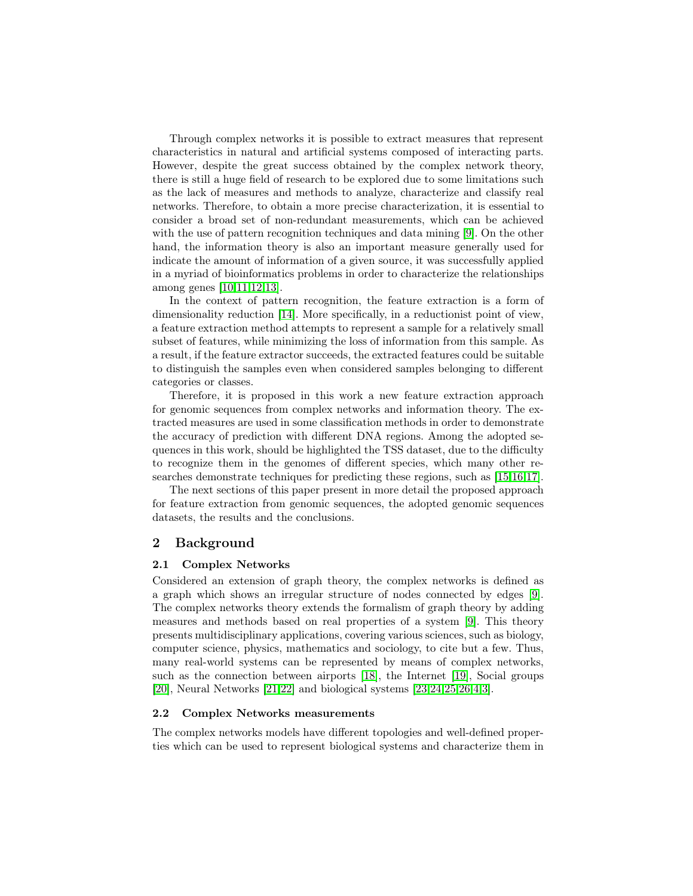Through complex networks it is possible to extract measures that represent characteristics in natural and artificial systems composed of interacting parts. However, despite the great success obtained by the complex network theory, there is still a huge field of research to be explored due to some limitations such as the lack of measures and methods to analyze, characterize and classify real networks. Therefore, to obtain a more precise characterization, it is essential to consider a broad set of non-redundant measurements, which can be achieved with the use of pattern recognition techniques and data mining [9]. On the other hand, the information theory is also an important measure generally used for indicate the amount of information of a given source, it was successfully applied in a myriad of bioinformatics problems in order to characterize the relationships among genes [10,11,12,13].

In the context of pattern recognition, the feature extraction is a form of dimensionality reduction [14]. More specifically, in a reductionist point of view, a feature extraction method attempts to represent a sample for a relatively small subset of features, while minimizing the loss of information from this sample. As a result, if the feature extractor succeeds, the extracted features could be suitable to distinguish the samples even when considered samples belonging to different categories or classes.

Therefore, it is proposed in this work a new feature extraction approach for genomic sequences from complex networks and information theory. The extracted measures are used in some classification methods in order to demonstrate the accuracy of prediction with different DNA regions. Among the adopted sequences in this work, should be highlighted the TSS dataset, due to the difficulty to recognize them in the genomes of different species, which many other researches demonstrate techniques for predicting these regions, such as [15,16,17].

The next sections of this paper present in more detail the proposed approach for feature extraction from genomic sequences, the adopted genomic sequences datasets, the results and the conclusions.

## 2 Background

### 2.1 Complex Networks

Considered an extension of graph theory, the complex networks is defined as a graph which shows an irregular structure of nodes connected by edges [9]. The complex networks theory extends the formalism of graph theory by adding measures and methods based on real properties of a system [9]. This theory presents multidisciplinary applications, covering various sciences, such as biology, computer science, physics, mathematics and sociology, to cite but a few. Thus, many real-world systems can be represented by means of complex networks, such as the connection between airports [18], the Internet [19], Social groups [20], Neural Networks [21,22] and biological systems [23,24,25,26,4,3].

### 2.2 Complex Networks measurements

The complex networks models have different topologies and well-defined properties which can be used to represent biological systems and characterize them in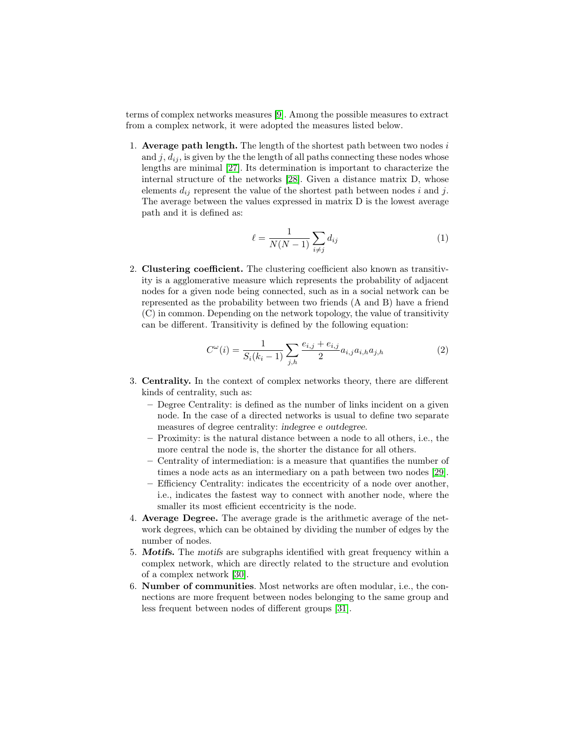terms of complex networks measures [9]. Among the possible measures to extract from a complex network, it were adopted the measures listed below.

1. **Average path length.** The length of the shortest path between two nodes $i$ and $j$, $d_{ij}$, is given by the the length of all paths connecting these nodes whose lengths are minimal [27]. Its determination is important to characterize the internal structure of the networks [28]. Given a distance matrix D, whose elements $d_{ij}$ represent the value of the shortest path between nodes $i$ and $j$. The average between the values expressed in matrix D is the lowest average path and it is defined as:

$$\ell = \frac{1}{N(N-1)} \sum_{i \neq j} d_{ij} \tag{1}$$

2. **Clustering coefficient.** The clustering coefficient also known as transitivity is a agglomerative measure which represents the probability of adjacent nodes for a given node being connected, such as in a social network can be represented as the probability between two friends (A and B) have a friend (C) in common. Depending on the network topology, the value of transitivity can be different. Transitivity is defined by the following equation:

$$C^{\omega}(i) = \frac{1}{S_i(k_i - 1)} \sum_{j,h} \frac{e_{i,j} + e_{i,j}}{2} a_{i,j} a_{i,h} a_{j,h} \tag{2}$$

3. **Centrality.** In the context of complex networks theory, there are different kinds of centrality, such as:
   - Degree Centrality: is defined as the number of links incident on a given node. In the case of a directed networks is usual to define two separate measures of degree centrality: *indegree* e *outdegree*.
   - Proximity: is the natural distance between a node to all others, i.e., the more central the node is, the shorter the distance for all others.
   - Centrality of intermediation: is a measure that quantifies the number of times a node acts as an intermediary on a path between two nodes [29].
   - Efficiency Centrality: indicates the eccentricity of a node over another, i.e., indicates the fastest way to connect with another node, where the smaller its most efficient eccentricity is the node.
4. **Average Degree.** The average grade is the arithmetic average of the network degrees, which can be obtained by dividing the number of edges by the number of nodes.
5. ***Motifs.*** The *motifs* are subgraphs identified with great frequency within a complex network, which are directly related to the structure and evolution of a complex network [30].
6. **Number of communities**. Most networks are often modular, i.e., the connections are more frequent between nodes belonging to the same group and less frequent between nodes of different groups [31].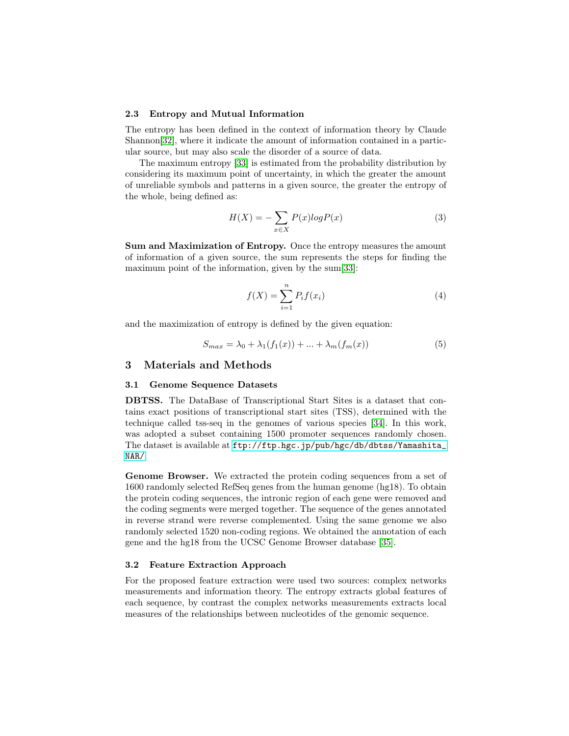### 2.3 Entropy and Mutual Information

The entropy has been defined in the context of information theory by Claude Shannon[32], where it indicate the amount of information contained in a particular source, but may also scale the disorder of a source of data.

The maximum entropy [33] is estimated from the probability distribution by considering its maximum point of uncertainty, in which the greater the amount of unreliable symbols and patterns in a given source, the greater the entropy of the whole, being defined as:

$$H(X) = -\sum_{x \in X} P(x) log P(x) \tag{3}$$

**Sum and Maximization of Entropy.** Once the entropy measures the amount of information of a given source, the sum represents the steps for finding the maximum point of the information, given by the sum[33]:

$$f(X) = \sum_{i=1}^{n} P_i f(x_i) \tag{4}$$

and the maximization of entropy is defined by the given equation:

$$S_{max} = \lambda_0 + \lambda_1(f_1(x)) + ... + \lambda_m(f_m(x)) \tag{5}$$

## 3 Materials and Methods

### 3.1 Genome Sequence Datasets

**DBTSS.** The DataBase of Transcriptional Start Sites is a dataset that contains exact positions of transcriptional start sites (TSS), determined with the technique called tss-seq in the genomes of various species [34]. In this work, was adopted a subset containing 1500 promoter sequences randomly chosen. The dataset is available at ftp://ftp.hgc.jp/pub/hgc/db/dbtss/Yamashita_NAR/

**Genome Browser.** We extracted the protein coding sequences from a set of 1600 randomly selected RefSeq genes from the human genome (hg18). To obtain the protein coding sequences, the intronic region of each gene were removed and the coding segments were merged together. The sequence of the genes annotated in reverse strand were reverse complemented. Using the same genome we also randomly selected 1520 non-coding regions. We obtained the annotation of each gene and the hg18 from the UCSC Genome Browser database [35].

### 3.2 Feature Extraction Approach

For the proposed feature extraction were used two sources: complex networks measurements and information theory. The entropy extracts global features of each sequence, by contrast the complex networks measurements extracts local measures of the relationships between nucleotides of the genomic sequence.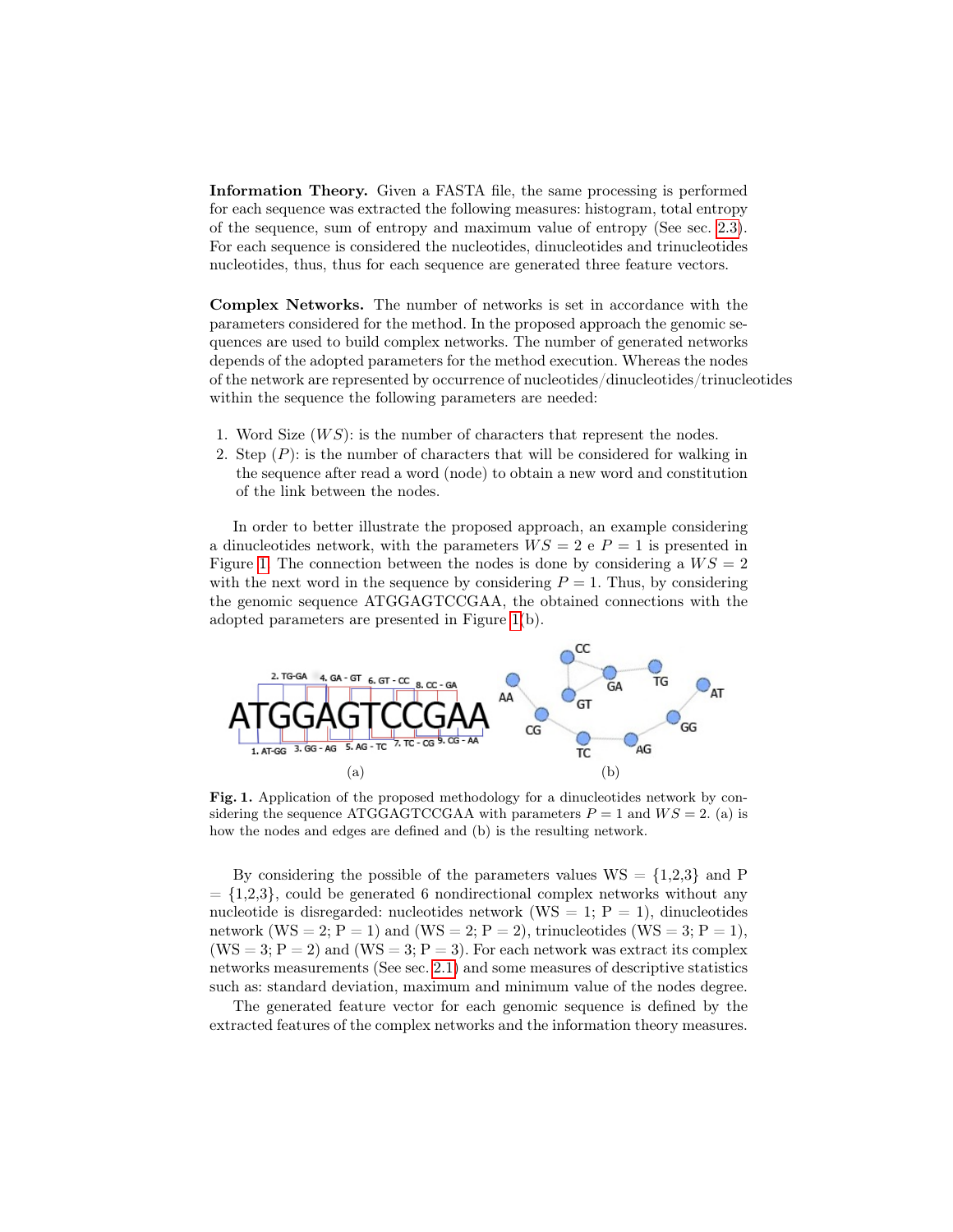**Information Theory.** Given a FASTA file, the same processing is performed for each sequence was extracted the following measures: histogram, total entropy of the sequence, sum of entropy and maximum value of entropy (See sec. 2.3). For each sequence is considered the nucleotides, dinucleotides and trinucleotides nucleotides, thus, thus for each sequence are generated three feature vectors.

**Complex Networks.** The number of networks is set in accordance with the parameters considered for the method. In the proposed approach the genomic sequences are used to build complex networks. The number of generated networks depends of the adopted parameters for the method execution. Whereas the nodes of the network are represented by occurrence of nucleotides/dinucleotides/trinucleotides within the sequence the following parameters are needed:

1. Word Size ($WS$): is the number of characters that represent the nodes.
2. Step ($P$): is the number of characters that will be considered for walking in the sequence after read a word (node) to obtain a new word and constitution of the link between the nodes.

In order to better illustrate the proposed approach, an example considering a dinucleotides network, with the parameters $WS = 2$ e $P = 1$ is presented in Figure 1. The connection between the nodes is done by considering a $WS = 2$ with the next word in the sequence by considering $P = 1$. Thus, by considering the genomic sequence ATGGAGTCCGAA, the obtained connections with the adopted parameters are presented in Figure 1(b).

2. TG-GA
4. GA - GT
6. GT - CC
8. CC - GA
ATGGAGTCCGAA
1. AT-GG
3. GG - AG
5. AG - TC
7. TC - CG
9. CG - AA
(a)

CC
GA
TG
AT
AA
GT
CG
GG
TC
AG
(b)

**Fig. 1.** Application of the proposed methodology for a dinucleotides network by considering the sequence ATGGAGTCCGAA with parameters $P = 1$ and $WS = 2$. (a) is how the nodes and edges are defined and (b) is the resulting network.

By considering the possible of the parameters values WS = {1,2,3} and P = {1,2,3}, could be generated 6 nondirectional complex networks without any nucleotide is disregarded: nucleotides network (WS = 1; P = 1), dinucleotides network (WS = 2; P = 1) and (WS = 2; P = 2), trinucleotides (WS = 3; P = 1), (WS = 3; P = 2) and (WS = 3; P = 3). For each network was extract its complex networks measurements (See sec. 2.1) and some measures of descriptive statistics such as: standard deviation, maximum and minimum value of the nodes degree.

The generated feature vector for each genomic sequence is defined by the extracted features of the complex networks and the information theory measures.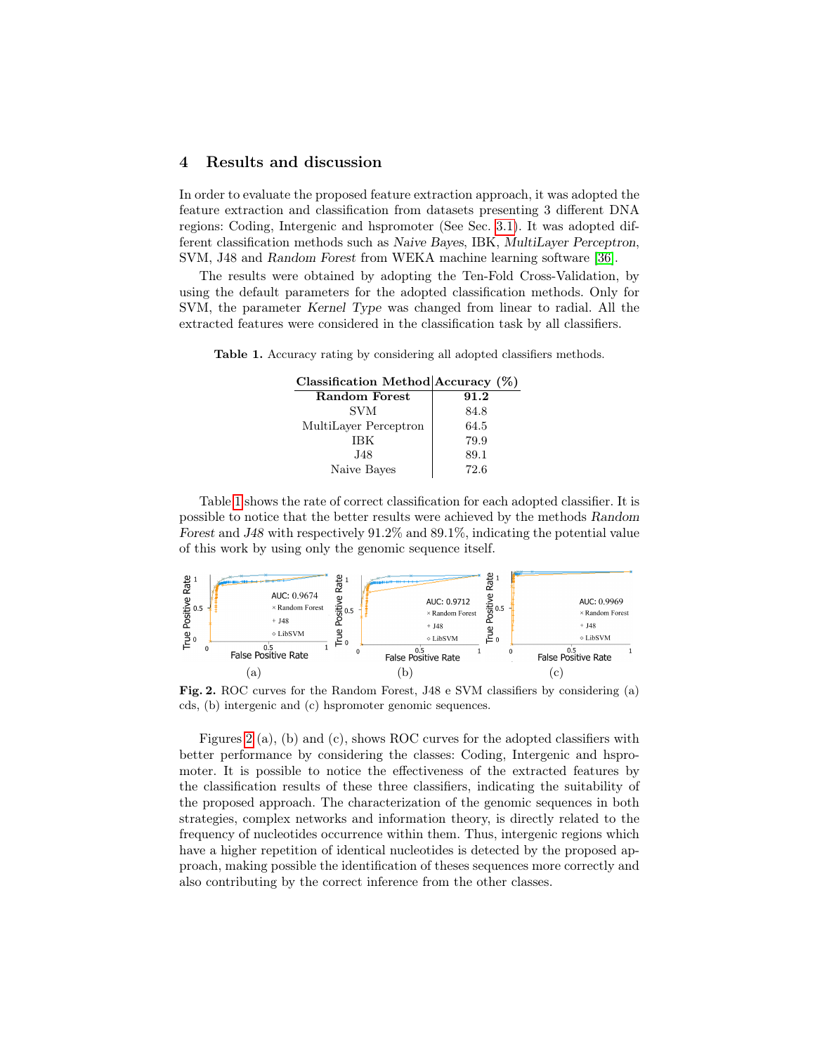## 4 Results and discussion

In order to evaluate the proposed feature extraction approach, it was adopted the feature extraction and classification from datasets presenting 3 different DNA regions: Coding, Intergenic and hspromoter (See Sec. 3.1). It was adopted different classification methods such as *Naive Bayes*, IBK, *MultiLayer Perceptron*, SVM, J48 and *Random Forest* from WEKA machine learning software [36].

The results were obtained by adopting the Ten-Fold Cross-Validation, by using the default parameters for the adopted classification methods. Only for SVM, the parameter *Kernel Type* was changed from linear to radial. All the extracted features were considered in the classification task by all classifiers.

**Table 1.** Accuracy rating by considering all adopted classifiers methods.

| Classification Method | Accuracy (%) |
|---|---|
| **Random Forest** | **91.2** |
| SVM | 84.8 |
| MultiLayer Perceptron | 64.5 |
| IBK | 79.9 |
| J48 | 89.1 |
| Naive Bayes | 72.6 |

Table 1 shows the rate of correct classification for each adopted classifier. It is possible to notice that the better results were achieved by the methods *Random Forest* and *J48* with respectively 91.2% and 89.1%, indicating the potential value of this work by using only the genomic sequence itself.

(a)
True Positive Rate
False Positive Rate
AUC: 0.9674
× Random Forest
+ J48
◇ LibSVM

(b)
True Positive Rate
False Positive Rate
AUC: 0.9712
× Random Forest
+ J48
◇ LibSVM

(c)
True Positive Rate
False Positive Rate
AUC: 0.9969
× Random Forest
+ J48
◇ LibSVM

**Fig. 2.** ROC curves for the Random Forest, J48 e SVM classifiers by considering (a) cds, (b) intergenic and (c) hspromoter genomic sequences.

Figures 2 (a), (b) and (c), shows ROC curves for the adopted classifiers with better performance by considering the classes: Coding, Intergenic and hspromoter. It is possible to notice the effectiveness of the extracted features by the classification results of these three classifiers, indicating the suitability of the proposed approach. The characterization of the genomic sequences in both strategies, complex networks and information theory, is directly related to the frequency of nucleotides occurrence within them. Thus, intergenic regions which have a higher repetition of identical nucleotides is detected by the proposed approach, making possible the identification of theses sequences more correctly and also contributing by the correct inference from the other classes.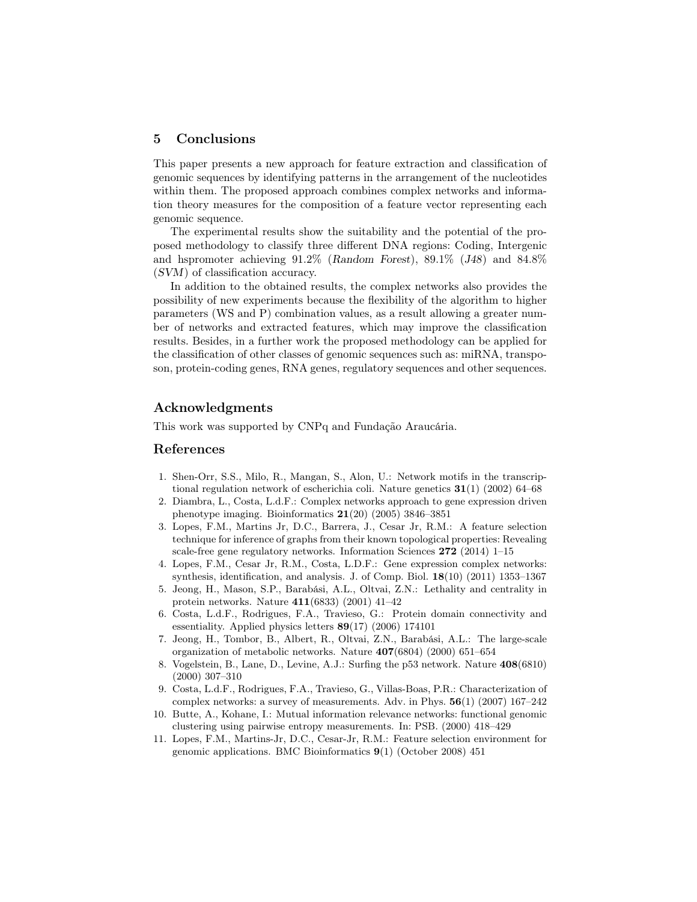## 5 Conclusions

This paper presents a new approach for feature extraction and classification of genomic sequences by identifying patterns in the arrangement of the nucleotides within them. The proposed approach combines complex networks and information theory measures for the composition of a feature vector representing each genomic sequence.

The experimental results show the suitability and the potential of the proposed methodology to classify three different DNA regions: Coding, Intergenic and hspromoter achieving 91.2% (*Random Forest*), 89.1% (*J48*) and 84.8% (*SVM*) of classification accuracy.

In addition to the obtained results, the complex networks also provides the possibility of new experiments because the flexibility of the algorithm to higher parameters (WS and P) combination values, as a result allowing a greater number of networks and extracted features, which may improve the classification results. Besides, in a further work the proposed methodology can be applied for the classification of other classes of genomic sequences such as: miRNA, transposon, protein-coding genes, RNA genes, regulatory sequences and other sequences.

## Acknowledgments

This work was supported by CNPq and Fundação Araucária.

## References

1. Shen-Orr, S.S., Milo, R., Mangan, S., Alon, U.: Network motifs in the transcriptional regulation network of escherichia coli. Nature genetics **31**(1) (2002) 64–68
2. Diambra, L., Costa, L.d.F.: Complex networks approach to gene expression driven phenotype imaging. Bioinformatics **21**(20) (2005) 3846–3851
3. Lopes, F.M., Martins Jr, D.C., Barrera, J., Cesar Jr, R.M.: A feature selection technique for inference of graphs from their known topological properties: Revealing scale-free gene regulatory networks. Information Sciences **272** (2014) 1–15
4. Lopes, F.M., Cesar Jr, R.M., Costa, L.D.F.: Gene expression complex networks: synthesis, identification, and analysis. J. of Comp. Biol. **18**(10) (2011) 1353–1367
5. Jeong, H., Mason, S.P., Barabási, A.L., Oltvai, Z.N.: Lethality and centrality in protein networks. Nature **411**(6833) (2001) 41–42
6. Costa, L.d.F., Rodrigues, F.A., Travieso, G.: Protein domain connectivity and essentiality. Applied physics letters **89**(17) (2006) 174101
7. Jeong, H., Tombor, B., Albert, R., Oltvai, Z.N., Barabási, A.L.: The large-scale organization of metabolic networks. Nature **407**(6804) (2000) 651–654
8. Vogelstein, B., Lane, D., Levine, A.J.: Surfing the p53 network. Nature **408**(6810) (2000) 307–310
9. Costa, L.d.F., Rodrigues, F.A., Travieso, G., Villas-Boas, P.R.: Characterization of complex networks: a survey of measurements. Adv. in Phys. **56**(1) (2007) 167–242
10. Butte, A., Kohane, I.: Mutual information relevance networks: functional genomic clustering using pairwise entropy measurements. In: PSB. (2000) 418–429
11. Lopes, F.M., Martins-Jr, D.C., Cesar-Jr, R.M.: Feature selection environment for genomic applications. BMC Bioinformatics **9**(1) (October 2008) 451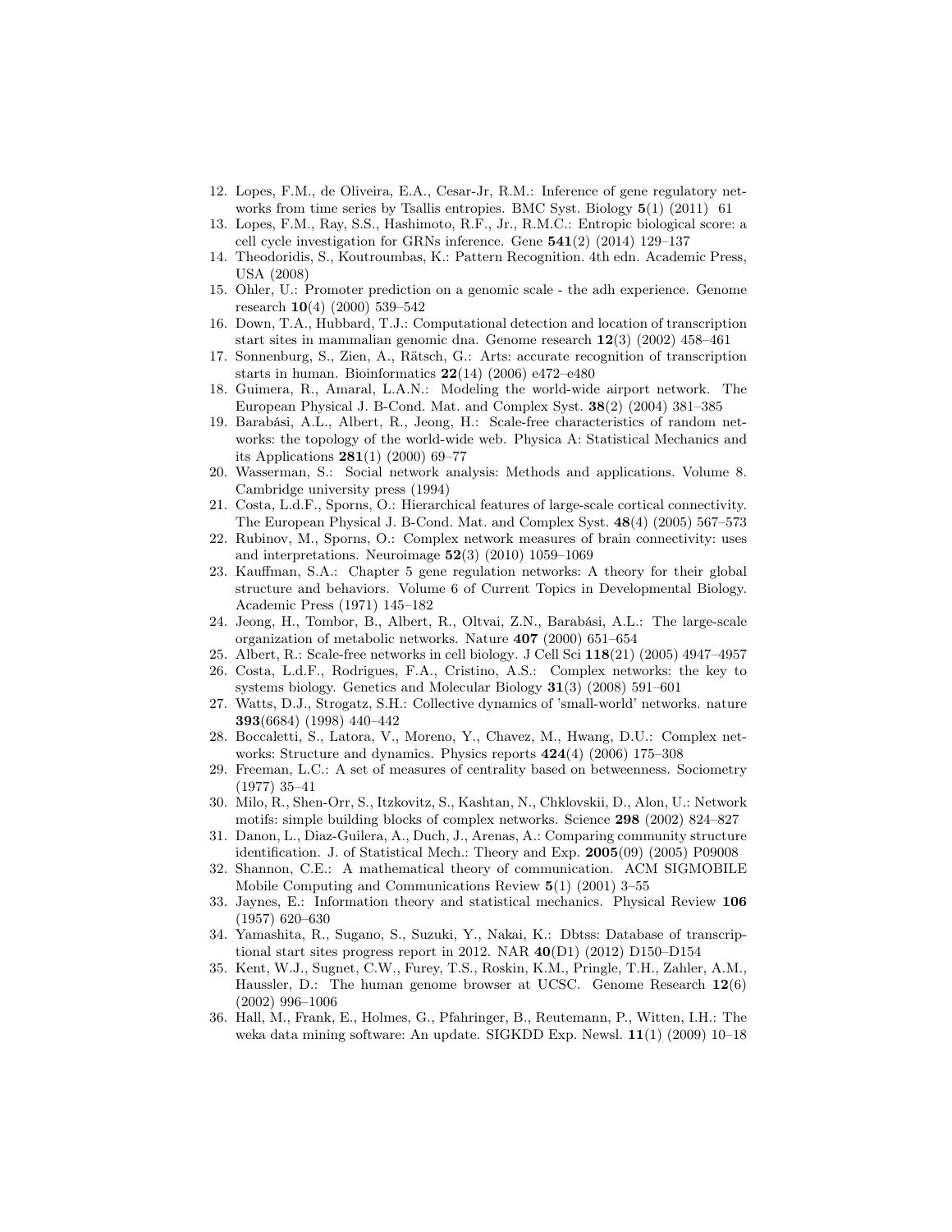12. Lopes, F.M., de Oliveira, E.A., Cesar-Jr, R.M.: Inference of gene regulatory networks from time series by Tsallis entropies. BMC Syst. Biology **5**(1) (2011) 61
13. Lopes, F.M., Ray, S.S., Hashimoto, R.F., Jr., R.M.C.: Entropic biological score: a cell cycle investigation for GRNs inference. Gene **541**(2) (2014) 129–137
14. Theodoridis, S., Koutroumbas, K.: Pattern Recognition. 4th edn. Academic Press, USA (2008)
15. Ohler, U.: Promoter prediction on a genomic scale - the adh experience. Genome research **10**(4) (2000) 539–542
16. Down, T.A., Hubbard, T.J.: Computational detection and location of transcription start sites in mammalian genomic dna. Genome research **12**(3) (2002) 458–461
17. Sonnenburg, S., Zien, A., Rätsch, G.: Arts: accurate recognition of transcription starts in human. Bioinformatics **22**(14) (2006) e472–e480
18. Guimera, R., Amaral, L.A.N.: Modeling the world-wide airport network. The European Physical J. B-Cond. Mat. and Complex Syst. **38**(2) (2004) 381–385
19. Barabási, A.L., Albert, R., Jeong, H.: Scale-free characteristics of random networks: the topology of the world-wide web. Physica A: Statistical Mechanics and its Applications **281**(1) (2000) 69–77
20. Wasserman, S.: Social network analysis: Methods and applications. Volume 8. Cambridge university press (1994)
21. Costa, L.d.F., Sporns, O.: Hierarchical features of large-scale cortical connectivity. The European Physical J. B-Cond. Mat. and Complex Syst. **48**(4) (2005) 567–573
22. Rubinov, M., Sporns, O.: Complex network measures of brain connectivity: uses and interpretations. Neuroimage **52**(3) (2010) 1059–1069
23. Kauffman, S.A.: Chapter 5 gene regulation networks: A theory for their global structure and behaviors. Volume 6 of Current Topics in Developmental Biology. Academic Press (1971) 145–182
24. Jeong, H., Tombor, B., Albert, R., Oltvai, Z.N., Barabási, A.L.: The large-scale organization of metabolic networks. Nature **407** (2000) 651–654
25. Albert, R.: Scale-free networks in cell biology. J Cell Sci **118**(21) (2005) 4947–4957
26. Costa, L.d.F., Rodrigues, F.A., Cristino, A.S.: Complex networks: the key to systems biology. Genetics and Molecular Biology **31**(3) (2008) 591–601
27. Watts, D.J., Strogatz, S.H.: Collective dynamics of 'small-world' networks. nature **393**(6684) (1998) 440–442
28. Boccaletti, S., Latora, V., Moreno, Y., Chavez, M., Hwang, D.U.: Complex networks: Structure and dynamics. Physics reports **424**(4) (2006) 175–308
29. Freeman, L.C.: A set of measures of centrality based on betweenness. Sociometry (1977) 35–41
30. Milo, R., Shen-Orr, S., Itzkovitz, S., Kashtan, N., Chklovskii, D., Alon, U.: Network motifs: simple building blocks of complex networks. Science **298** (2002) 824–827
31. Danon, L., Diaz-Guilera, A., Duch, J., Arenas, A.: Comparing community structure identification. J. of Statistical Mech.: Theory and Exp. **2005**(09) (2005) P09008
32. Shannon, C.E.: A mathematical theory of communication. ACM SIGMOBILE Mobile Computing and Communications Review **5**(1) (2001) 3–55
33. Jaynes, E.: Information theory and statistical mechanics. Physical Review **106** (1957) 620–630
34. Yamashita, R., Sugano, S., Suzuki, Y., Nakai, K.: Dbtss: Database of transcriptional start sites progress report in 2012. NAR **40**(D1) (2012) D150–D154
35. Kent, W.J., Sugnet, C.W., Furey, T.S., Roskin, K.M., Pringle, T.H., Zahler, A.M., Haussler, D.: The human genome browser at UCSC. Genome Research **12**(6) (2002) 996–1006
36. Hall, M., Frank, E., Holmes, G., Pfahringer, B., Reutemann, P., Witten, I.H.: The weka data mining software: An update. SIGKDD Exp. Newsl. **11**(1) (2009) 10–18